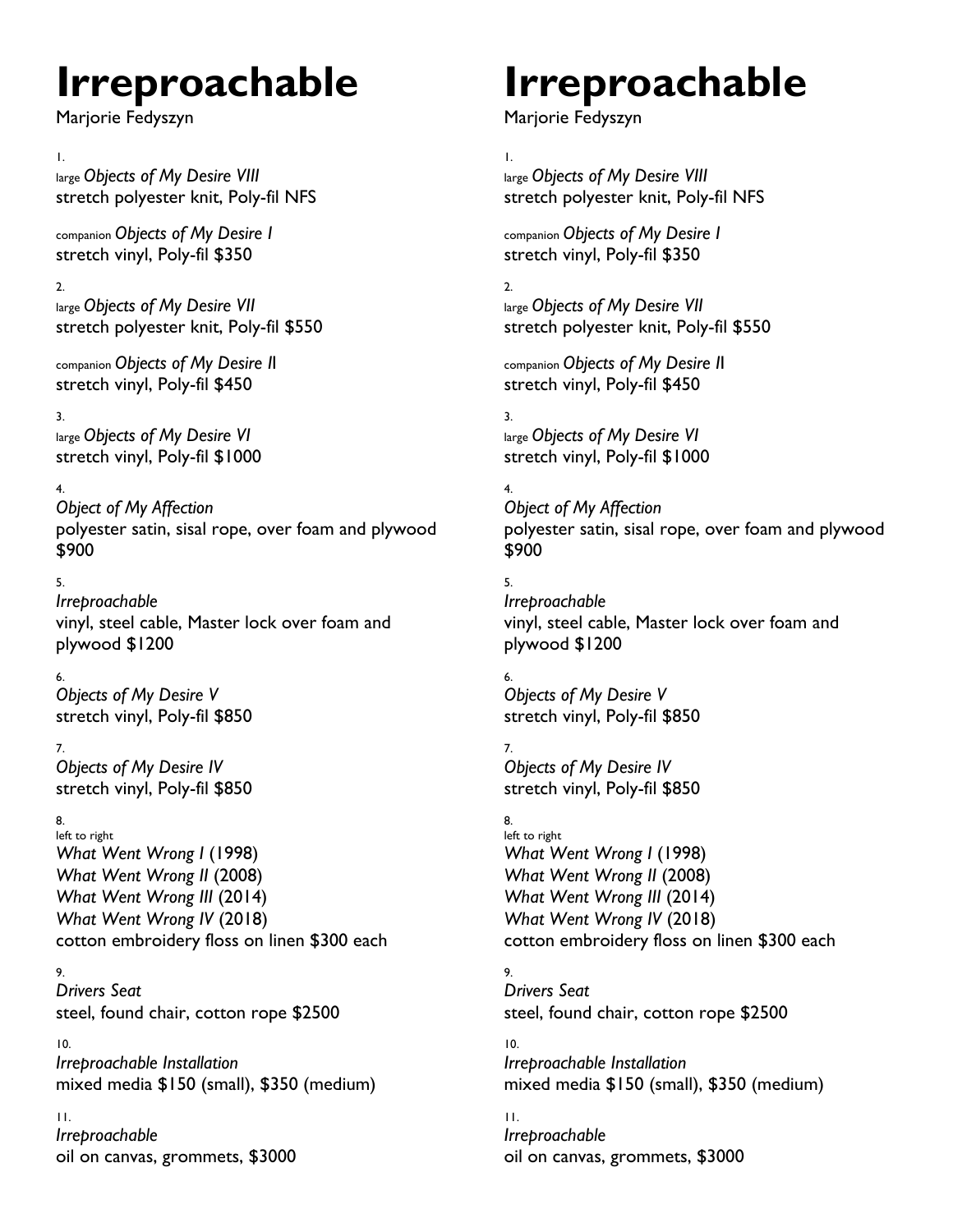# Irreproachable

Marjorie Fedyszyn

1.
large *Objects of My Desire VIII*
stretch polyester knit, Poly-fil NFS

companion *Objects of My Desire I*
stretch vinyl, Poly-fil $350

2.
large *Objects of My Desire VII*
stretch polyester knit, Poly-fil $550

companion *Objects of My Desire II*
stretch vinyl, Poly-fil $450

3.
large *Objects of My Desire VI*
stretch vinyl, Poly-fil $1000

4.
*Object of My Affection*
polyester satin, sisal rope, over foam and plywood $900

5.
*Irreproachable*
vinyl, steel cable, Master lock over foam and plywood $1200

6.
*Objects of My Desire V*
stretch vinyl, Poly-fil $850

7.
*Objects of My Desire IV*
stretch vinyl, Poly-fil $850

8.
left to right
*What Went Wrong I* (1998)
*What Went Wrong II* (2008)
*What Went Wrong III* (2014)
*What Went Wrong IV* (2018)
cotton embroidery floss on linen $300 each

9.
*Drivers Seat*
steel, found chair, cotton rope $2500

10.
*Irreproachable Installation*
mixed media $150 (small), $350 (medium)

11.
*Irreproachable*
oil on canvas, grommets, $3000

# Irreproachable

Marjorie Fedyszyn

1.
large *Objects of My Desire VIII*
stretch polyester knit, Poly-fil NFS

companion *Objects of My Desire I*
stretch vinyl, Poly-fil $350

2.
large *Objects of My Desire VII*
stretch polyester knit, Poly-fil $550

companion *Objects of My Desire II*
stretch vinyl, Poly-fil $450

3.
large *Objects of My Desire VI*
stretch vinyl, Poly-fil $1000

4.
*Object of My Affection*
polyester satin, sisal rope, over foam and plywood $900

5.
*Irreproachable*
vinyl, steel cable, Master lock over foam and plywood $1200

6.
*Objects of My Desire V*
stretch vinyl, Poly-fil $850

7.
*Objects of My Desire IV*
stretch vinyl, Poly-fil $850

8.
left to right
*What Went Wrong I* (1998)
*What Went Wrong II* (2008)
*What Went Wrong III* (2014)
*What Went Wrong IV* (2018)
cotton embroidery floss on linen $300 each

9.
*Drivers Seat*
steel, found chair, cotton rope $2500

10.
*Irreproachable Installation*
mixed media $150 (small), $350 (medium)

11.
*Irreproachable*
oil on canvas, grommets, $3000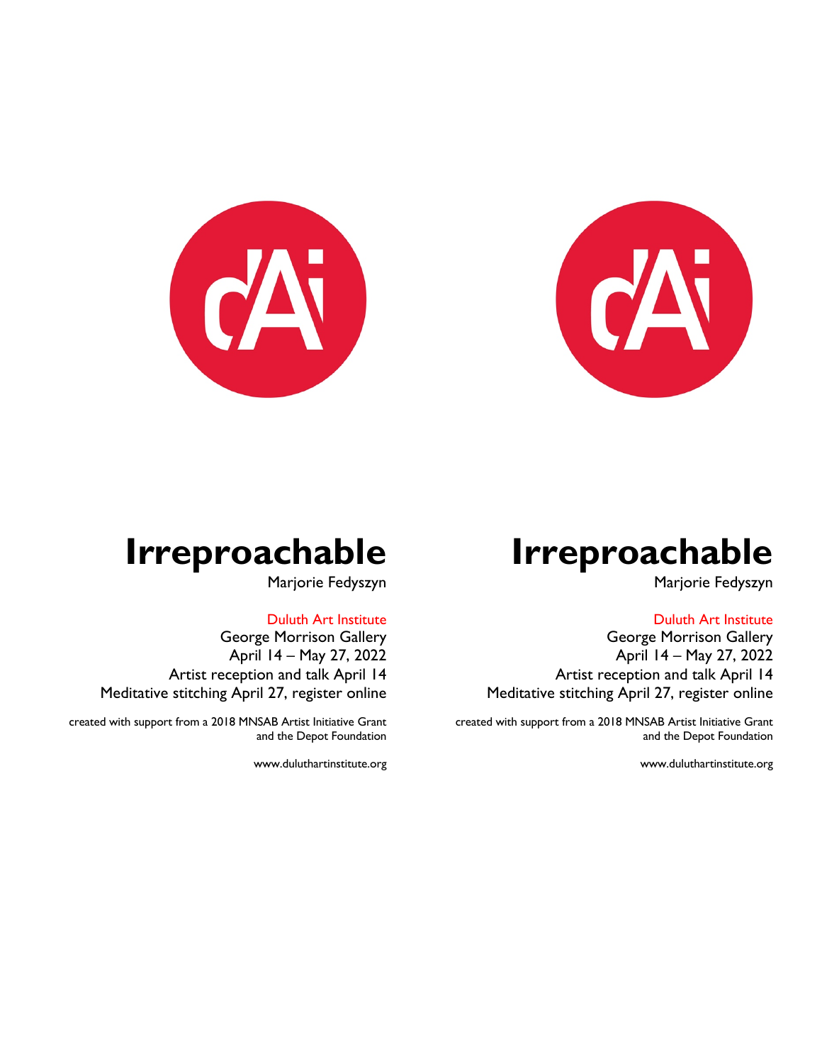# Irreproachable

Marjorie Fedyszyn

Duluth Art Institute
George Morrison Gallery
April 14 – May 27, 2022
Artist reception and talk April 14
Meditative stitching April 27, register online

created with support from a 2018 MNSAB Artist Initiative Grant
and the Depot Foundation

www.duluthartinstitute.org

# Irreproachable

Marjorie Fedyszyn

Duluth Art Institute
George Morrison Gallery
April 14 – May 27, 2022
Artist reception and talk April 14
Meditative stitching April 27, register online

created with support from a 2018 MNSAB Artist Initiative Grant
and the Depot Foundation

www.duluthartinstitute.org